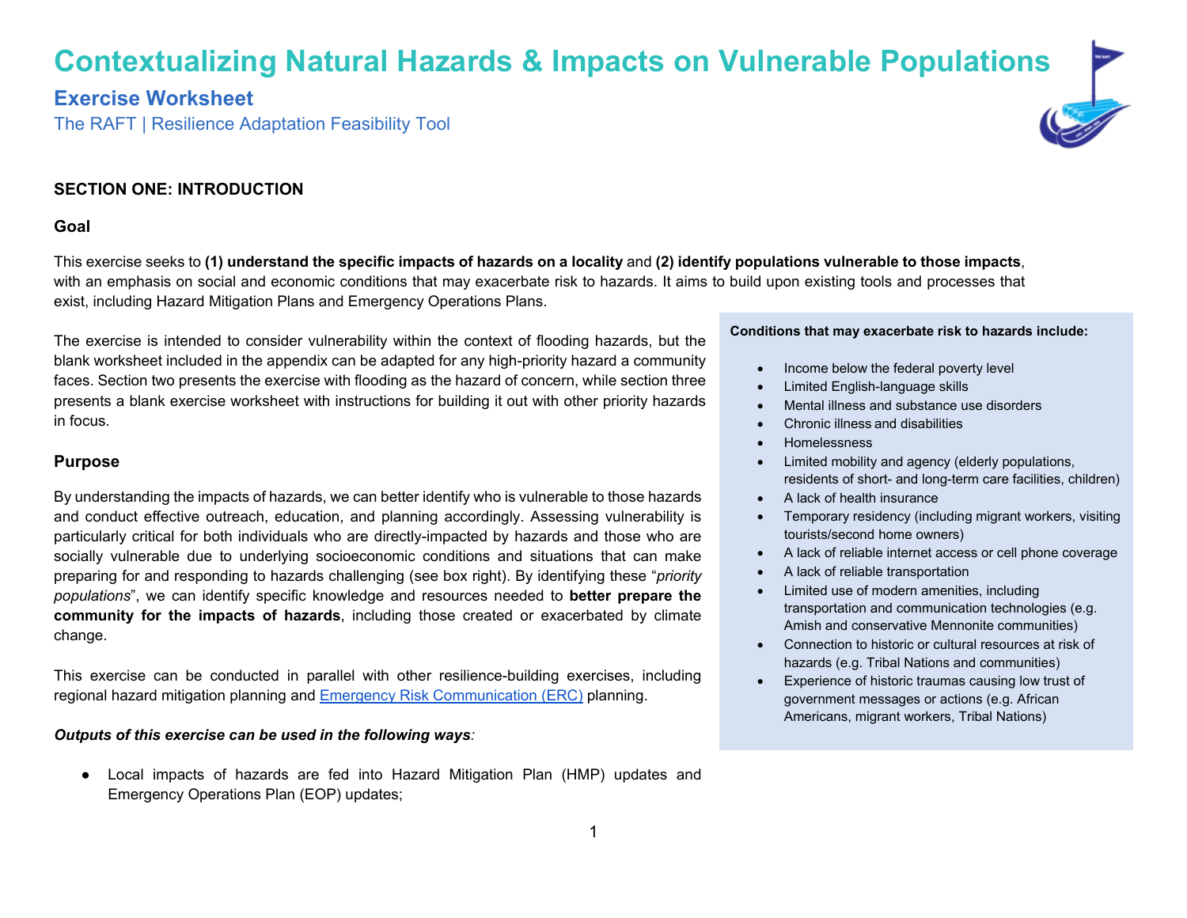# Contextualizing Natural Hazards & Impacts on Vulnerable Populations

## Exercise Worksheet

The RAFT | Resilience Adaptation Feasibility Tool

### SECTION ONE: INTRODUCTION

#### Goal

This exercise seeks to **(1) understand the specific impacts of hazards on a locality** and **(2) identify populations vulnerable to those impacts**, with an emphasis on social and economic conditions that may exacerbate risk to hazards. It aims to build upon existing tools and processes that exist, including Hazard Mitigation Plans and Emergency Operations Plans.

The exercise is intended to consider vulnerability within the context of flooding hazards, but the blank worksheet included in the appendix can be adapted for any high-priority hazard a community faces. Section two presents the exercise with flooding as the hazard of concern, while section three presents a blank exercise worksheet with instructions for building it out with other priority hazards in focus.

#### Purpose

By understanding the impacts of hazards, we can better identify who is vulnerable to those hazards and conduct effective outreach, education, and planning accordingly. Assessing vulnerability is particularly critical for both individuals who are directly-impacted by hazards and those who are socially vulnerable due to underlying socioeconomic conditions and situations that can make preparing for and responding to hazards challenging (see box right). By identifying these "*priority populations*", we can identify specific knowledge and resources needed to **better prepare the community for the impacts of hazards**, including those created or exacerbated by climate change.

This exercise can be conducted in parallel with other resilience-building exercises, including regional hazard mitigation planning and [Emergency Risk Communication (ERC)]() planning.

***Outputs of this exercise can be used in the following ways:***

- Local impacts of hazards are fed into Hazard Mitigation Plan (HMP) updates and Emergency Operations Plan (EOP) updates;

**Conditions that may exacerbate risk to hazards include:**

- Income below the federal poverty level
- Limited English-language skills
- Mental illness and substance use disorders
- Chronic illness and disabilities
- Homelessness
- Limited mobility and agency (elderly populations, residents of short- and long-term care facilities, children)
- A lack of health insurance
- Temporary residency (including migrant workers, visiting tourists/second home owners)
- A lack of reliable internet access or cell phone coverage
- A lack of reliable transportation
- Limited use of modern amenities, including transportation and communication technologies (e.g. Amish and conservative Mennonite communities)
- Connection to historic or cultural resources at risk of hazards (e.g. Tribal Nations and communities)
- Experience of historic traumas causing low trust of government messages or actions (e.g. African Americans, migrant workers, Tribal Nations)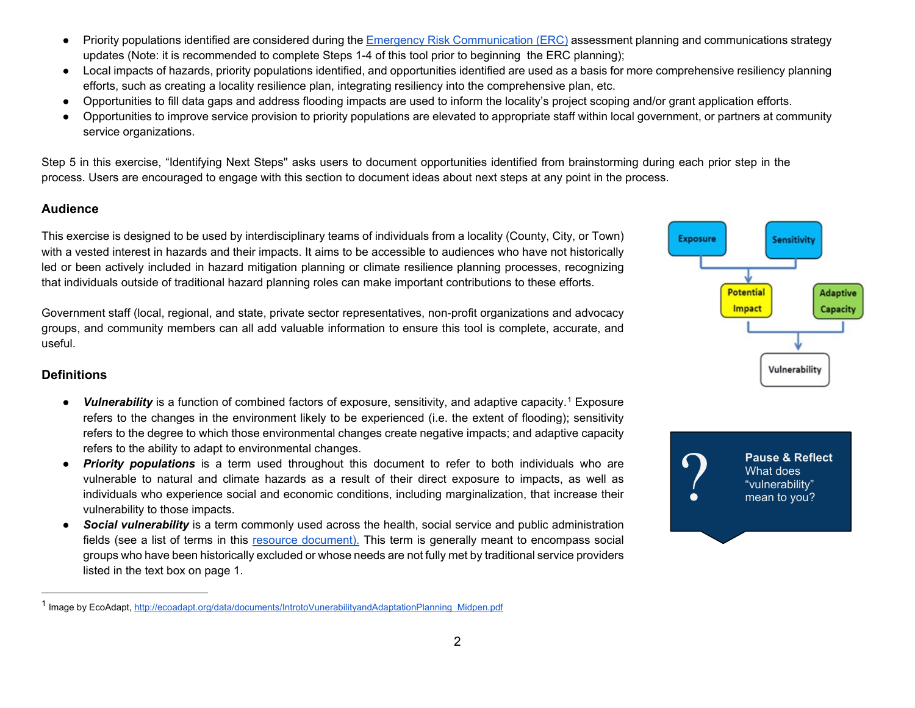- Priority populations identified are considered during the Emergency Risk Communication (ERC) assessment planning and communications strategy updates (Note: it is recommended to complete Steps 1-4 of this tool prior to beginning the ERC planning);
- Local impacts of hazards, priority populations identified, and opportunities identified are used as a basis for more comprehensive resiliency planning efforts, such as creating a locality resilience plan, integrating resiliency into the comprehensive plan, etc.
- Opportunities to fill data gaps and address flooding impacts are used to inform the locality's project scoping and/or grant application efforts.
- Opportunities to improve service provision to priority populations are elevated to appropriate staff within local government, or partners at community service organizations.

Step 5 in this exercise, "Identifying Next Steps" asks users to document opportunities identified from brainstorming during each prior step in the process. Users are encouraged to engage with this section to document ideas about next steps at any point in the process.

## Audience

This exercise is designed to be used by interdisciplinary teams of individuals from a locality (County, City, or Town) with a vested interest in hazards and their impacts. It aims to be accessible to audiences who have not historically led or been actively included in hazard mitigation planning or climate resilience planning processes, recognizing that individuals outside of traditional hazard planning roles can make important contributions to these efforts.

Government staff (local, regional, and state, private sector representatives, non-profit organizations and advocacy groups, and community members can all add valuable information to ensure this tool is complete, accurate, and useful.

Exposure → Sensitivity → Potential Impact; Potential Impact + Adaptive Capacity → Vulnerability

**Pause & Reflect**
What does "vulnerability" mean to you?

## Definitions

- ***Vulnerability*** is a function of combined factors of exposure, sensitivity, and adaptive capacity.[1] Exposure refers to the changes in the environment likely to be experienced (i.e. the extent of flooding); sensitivity refers to the degree to which those environmental changes create negative impacts; and adaptive capacity refers to the ability to adapt to environmental changes.
- ***Priority populations*** is a term used throughout this document to refer to both individuals who are vulnerable to natural and climate hazards as a result of their direct exposure to impacts, as well as individuals who experience social and economic conditions, including marginalization, that increase their vulnerability to those impacts.
- ***Social vulnerability*** is a term commonly used across the health, social service and public administration fields (see a list of terms in this resource document). This term is generally meant to encompass social groups who have been historically excluded or whose needs are not fully met by traditional service providers listed in the text box on page 1.

---

[1] Image by EcoAdapt, http://ecoadapt.org/data/documents/IntrotoVunerabilityandAdaptationPlanning_Midpen.pdf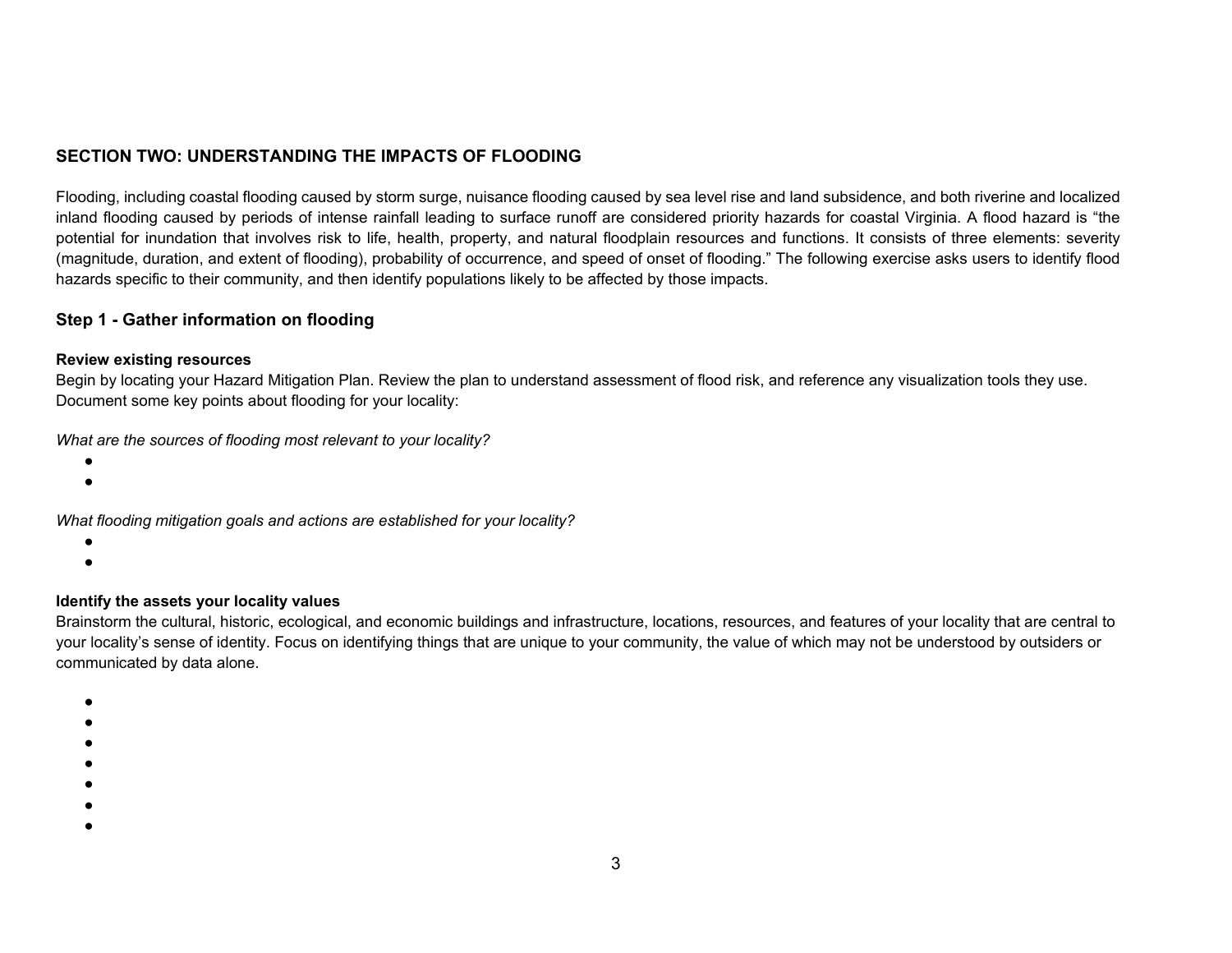## SECTION TWO: UNDERSTANDING THE IMPACTS OF FLOODING

Flooding, including coastal flooding caused by storm surge, nuisance flooding caused by sea level rise and land subsidence, and both riverine and localized inland flooding caused by periods of intense rainfall leading to surface runoff are considered priority hazards for coastal Virginia. A flood hazard is "the potential for inundation that involves risk to life, health, property, and natural floodplain resources and functions. It consists of three elements: severity (magnitude, duration, and extent of flooding), probability of occurrence, and speed of onset of flooding." The following exercise asks users to identify flood hazards specific to their community, and then identify populations likely to be affected by those impacts.

### Step 1 - Gather information on flooding

**Review existing resources**

Begin by locating your Hazard Mitigation Plan. Review the plan to understand assessment of flood risk, and reference any visualization tools they use. Document some key points about flooding for your locality:

*What are the sources of flooding most relevant to your locality?*

- 
- 

*What flooding mitigation goals and actions are established for your locality?*

- 
- 

**Identify the assets your locality values**

Brainstorm the cultural, historic, ecological, and economic buildings and infrastructure, locations, resources, and features of your locality that are central to your locality's sense of identity. Focus on identifying things that are unique to your community, the value of which may not be understood by outsiders or communicated by data alone.

- 
- 
- 
- 
- 
- 
-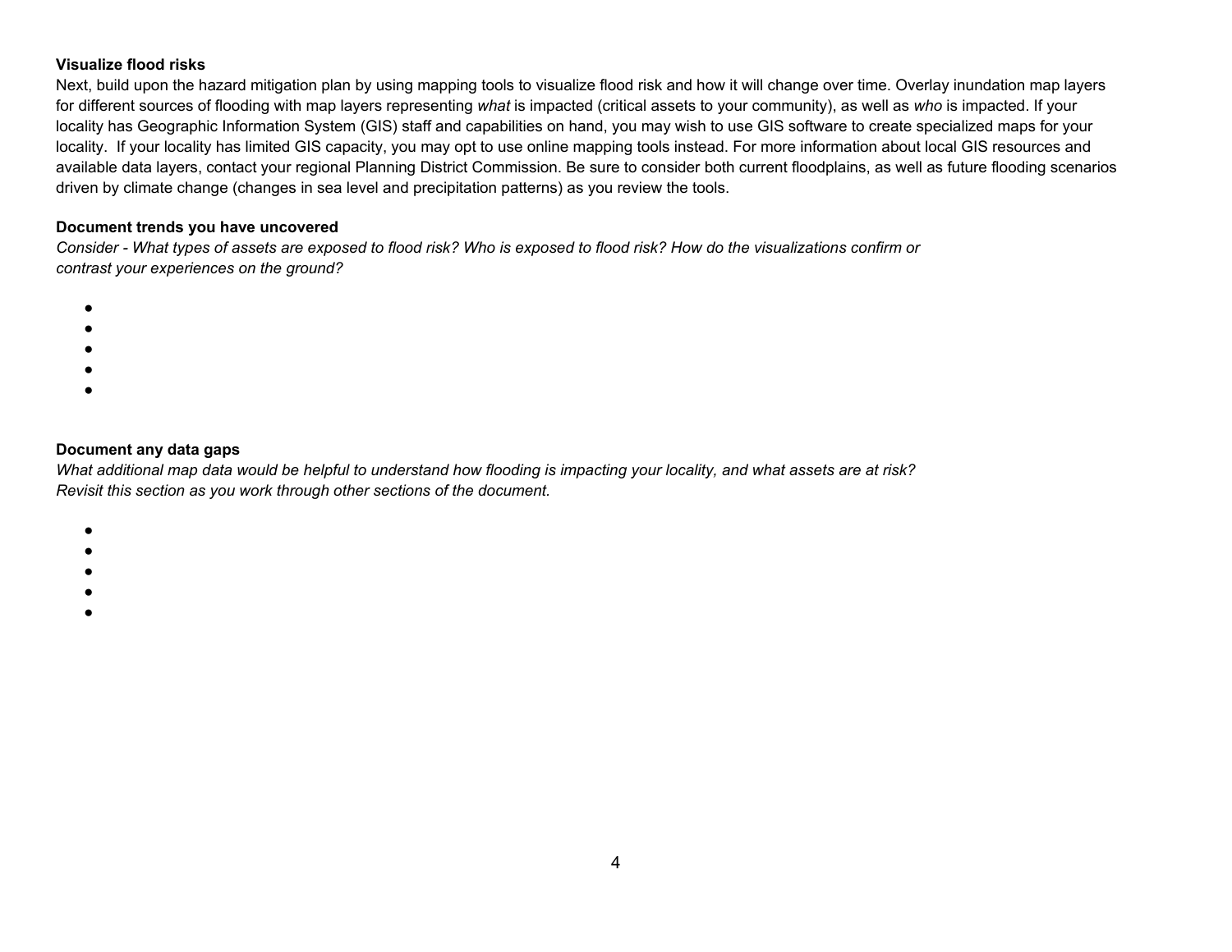**Visualize flood risks**

Next, build upon the hazard mitigation plan by using mapping tools to visualize flood risk and how it will change over time. Overlay inundation map layers for different sources of flooding with map layers representing *what* is impacted (critical assets to your community), as well as *who* is impacted. If your locality has Geographic Information System (GIS) staff and capabilities on hand, you may wish to use GIS software to create specialized maps for your locality. If your locality has limited GIS capacity, you may opt to use online mapping tools instead. For more information about local GIS resources and available data layers, contact your regional Planning District Commission. Be sure to consider both current floodplains, as well as future flooding scenarios driven by climate change (changes in sea level and precipitation patterns) as you review the tools.

**Document trends you have uncovered**

*Consider - What types of assets are exposed to flood risk? Who is exposed to flood risk? How do the visualizations confirm or contrast your experiences on the ground?*

- 
- 
- 
- 
- 

**Document any data gaps**

*What additional map data would be helpful to understand how flooding is impacting your locality, and what assets are at risk? Revisit this section as you work through other sections of the document.*

- 
- 
- 
- 
-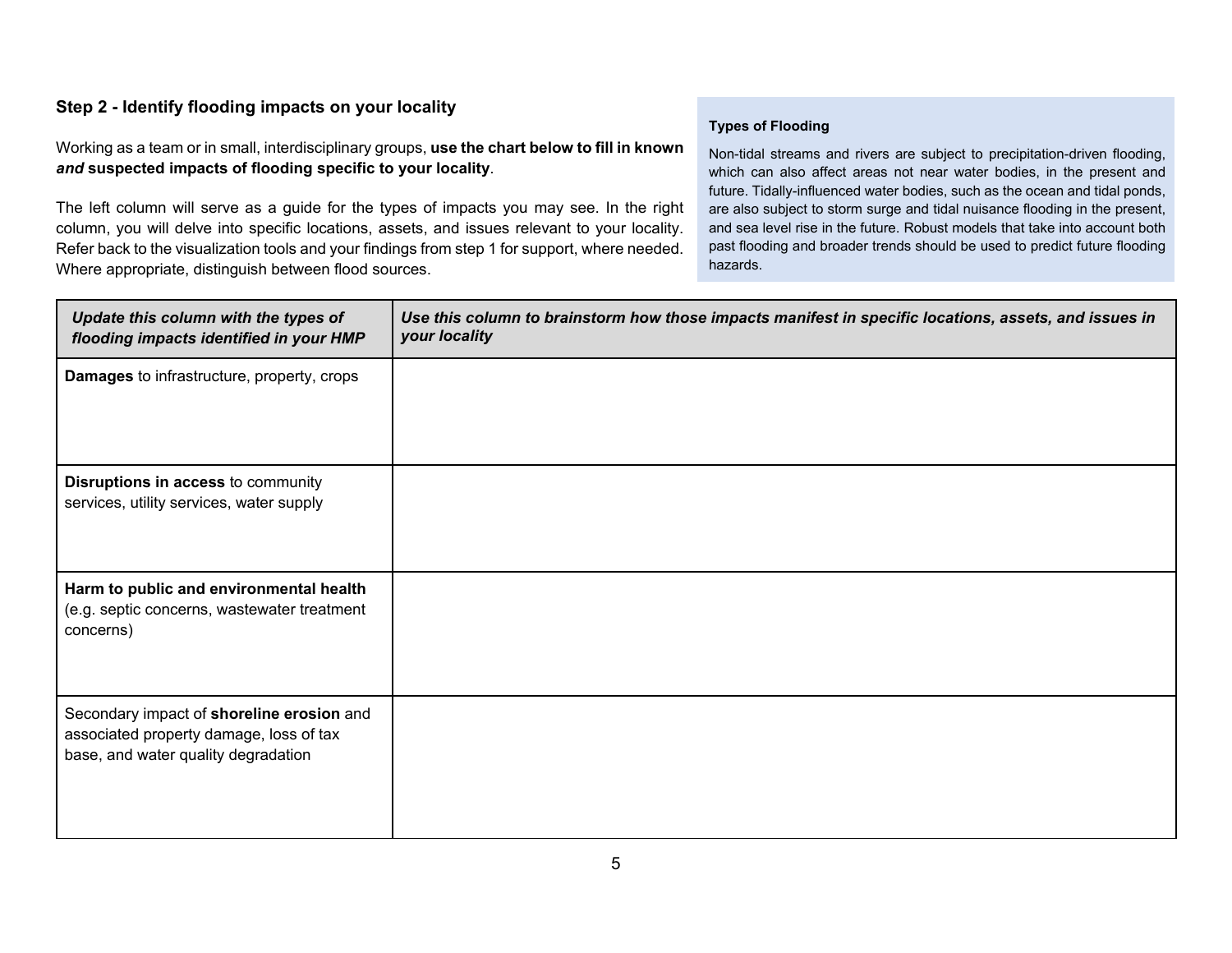### Step 2 - Identify flooding impacts on your locality

Working as a team or in small, interdisciplinary groups, **use the chart below to fill in known *and* suspected impacts of flooding specific to your locality**.

The left column will serve as a guide for the types of impacts you may see. In the right column, you will delve into specific locations, assets, and issues relevant to your locality. Refer back to the visualization tools and your findings from step 1 for support, where needed. Where appropriate, distinguish between flood sources.

**Types of Flooding**

Non-tidal streams and rivers are subject to precipitation-driven flooding, which can also affect areas not near water bodies, in the present and future. Tidally-influenced water bodies, such as the ocean and tidal ponds, are also subject to storm surge and tidal nuisance flooding in the present, and sea level rise in the future. Robust models that take into account both past flooding and broader trends should be used to predict future flooding hazards.

| *Update this column with the types of flooding impacts identified in your HMP* | *Use this column to brainstorm how those impacts manifest in specific locations, assets, and issues in your locality* |
|---|---|
| **Damages** to infrastructure, property, crops | |
| **Disruptions in access** to community services, utility services, water supply | |
| **Harm to public and environmental health** (e.g. septic concerns, wastewater treatment concerns) | |
| Secondary impact of **shoreline erosion** and associated property damage, loss of tax base, and water quality degradation | |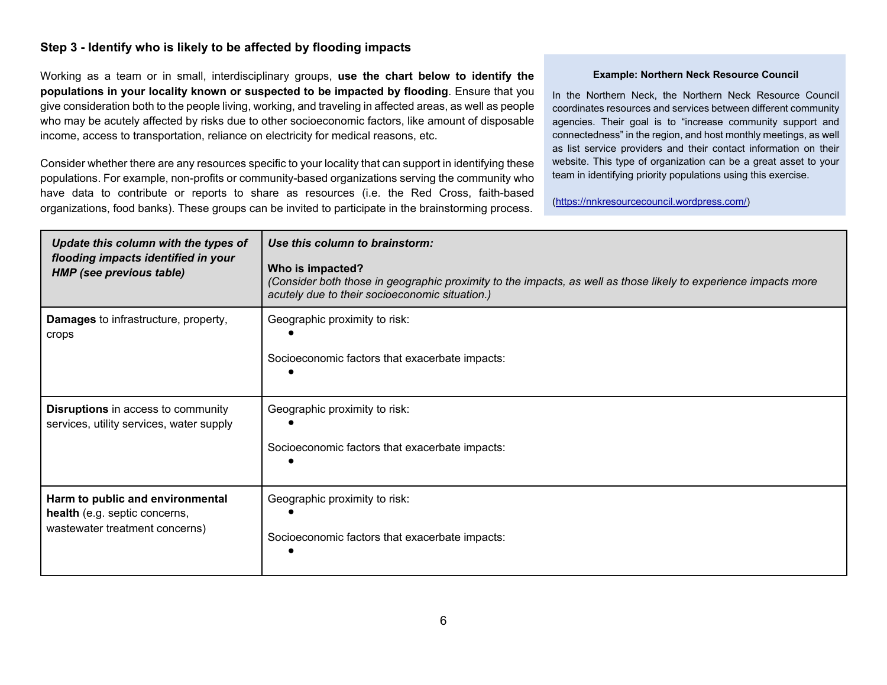### Step 3 - Identify who is likely to be affected by flooding impacts

Working as a team or in small, interdisciplinary groups, **use the chart below to identify the populations in your locality known or suspected to be impacted by flooding**. Ensure that you give consideration both to the people living, working, and traveling in affected areas, as well as people who may be acutely affected by risks due to other socioeconomic factors, like amount of disposable income, access to transportation, reliance on electricity for medical reasons, etc.

Consider whether there are any resources specific to your locality that can support in identifying these populations. For example, non-profits or community-based organizations serving the community who have data to contribute or reports to share as resources (i.e. the Red Cross, faith-based organizations, food banks). These groups can be invited to participate in the brainstorming process.

> **Example: Northern Neck Resource Council**
>
> In the Northern Neck, the Northern Neck Resource Council coordinates resources and services between different community agencies. Their goal is to "increase community support and connectedness" in the region, and host monthly meetings, as well as list service providers and their contact information on their website. This type of organization can be a great asset to your team in identifying priority populations using this exercise.
>
> (https://nnkresourcecouncil.wordpress.com/)

| ***Update this column with the types of flooding impacts identified in your HMP (see previous table)*** | ***Use this column to brainstorm:***<br><br>**Who is impacted?**<br>*(Consider both those in geographic proximity to the impacts, as well as those likely to experience impacts more acutely due to their socioeconomic situation.)* |
|---|---|
| **Damages** to infrastructure, property, crops | Geographic proximity to risk:<br>•<br><br>Socioeconomic factors that exacerbate impacts:<br>• |
| **Disruptions** in access to community services, utility services, water supply | Geographic proximity to risk:<br>•<br><br>Socioeconomic factors that exacerbate impacts:<br>• |
| **Harm to public and environmental health** (e.g. septic concerns, wastewater treatment concerns) | Geographic proximity to risk:<br>•<br><br>Socioeconomic factors that exacerbate impacts:<br>• |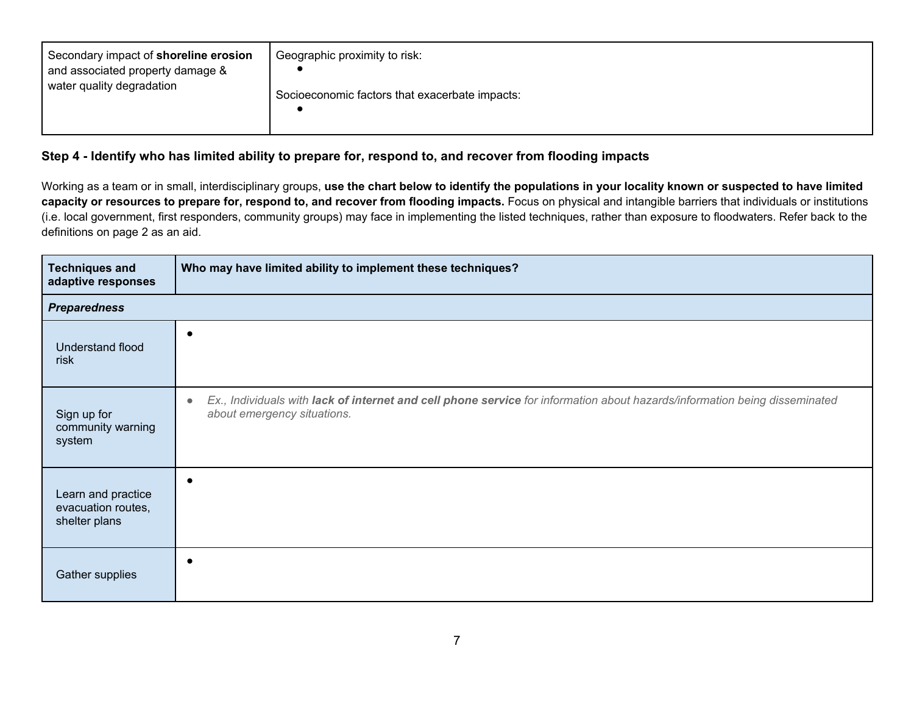| Secondary impact of **shoreline erosion** and associated property damage & water quality degradation | Geographic proximity to risk:<br>• <br><br>Socioeconomic factors that exacerbate impacts:<br>• |
|---|---|

### Step 4 - Identify who has limited ability to prepare for, respond to, and recover from flooding impacts

Working as a team or in small, interdisciplinary groups, **use the chart below to identify the populations in your locality known or suspected to have limited capacity or resources to prepare for, respond to, and recover from flooding impacts.** Focus on physical and intangible barriers that individuals or institutions (i.e. local government, first responders, community groups) may face in implementing the listed techniques, rather than exposure to floodwaters. Refer back to the definitions on page 2 as an aid.

| Techniques and adaptive responses | Who may have limited ability to implement these techniques? |
|---|---|
| ***Preparedness*** | |
| Understand flood risk | • |
| Sign up for community warning system | • *Ex., Individuals with **lack of internet and cell phone service** for information about hazards/information being disseminated about emergency situations.* |
| Learn and practice evacuation routes, shelter plans | • |
| Gather supplies | • |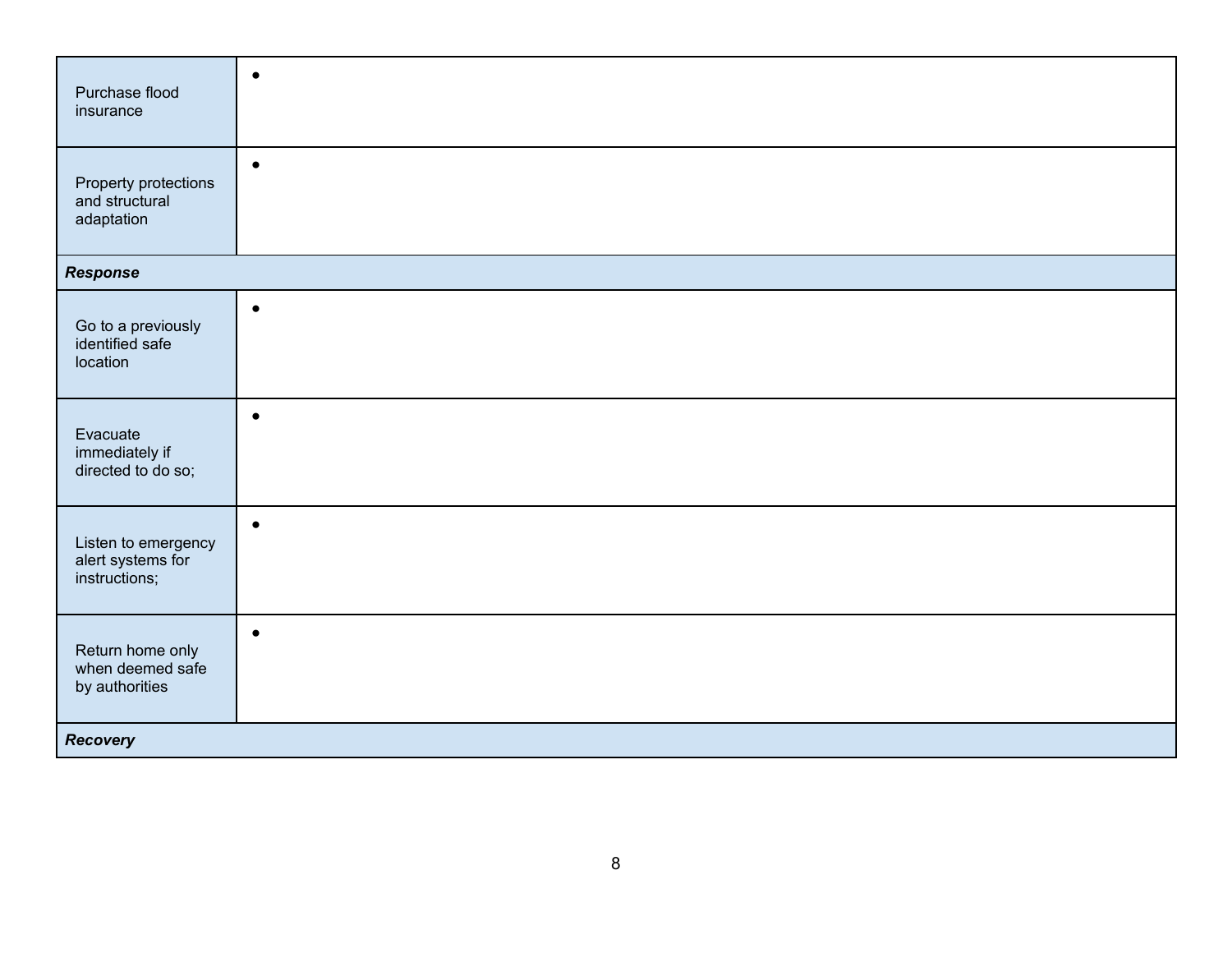| | |
|---|---|
| Purchase flood insurance | • |
| Property protections and structural adaptation | • |
| ***Response*** | |
| Go to a previously identified safe location | • |
| Evacuate immediately if directed to do so; | • |
| Listen to emergency alert systems for instructions; | • |
| Return home only when deemed safe by authorities | • |
| ***Recovery*** | |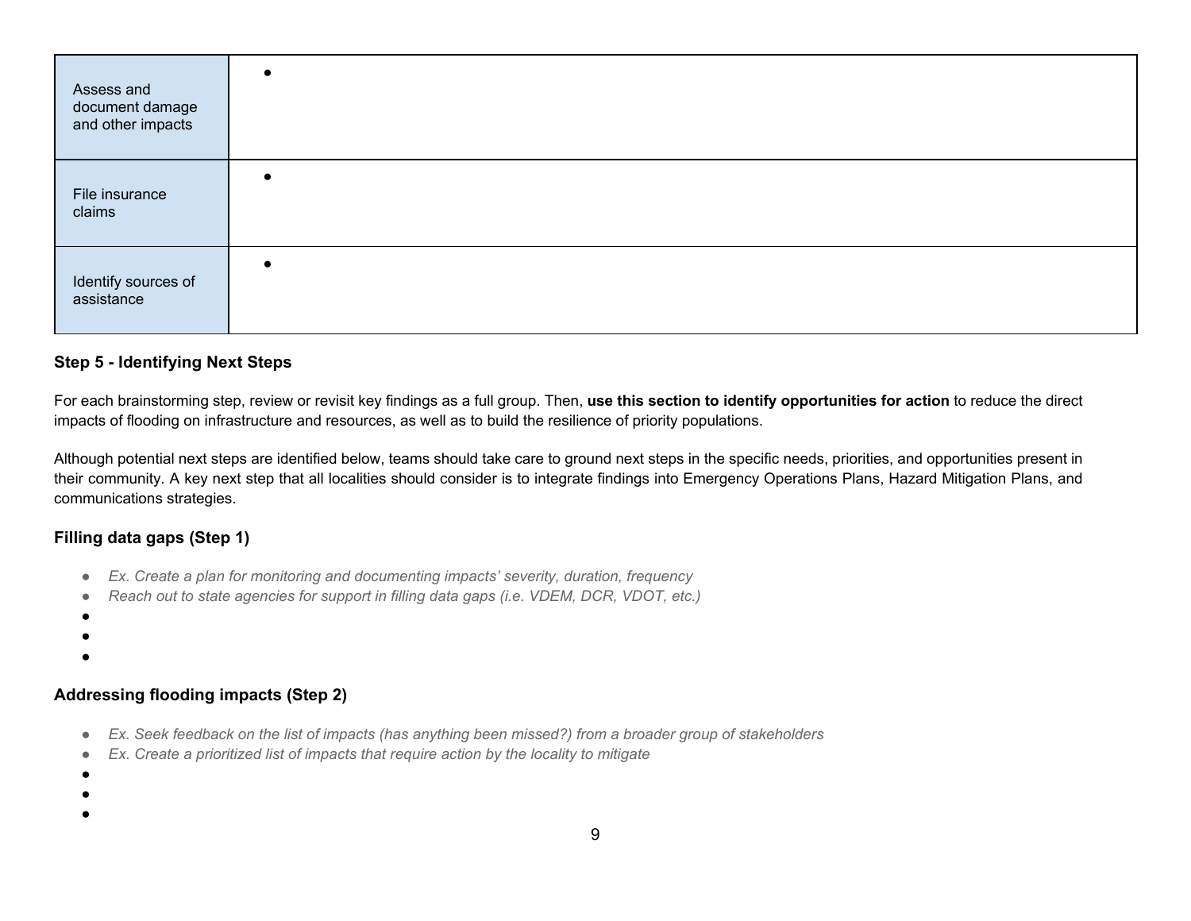| | |
|---|---|
| Assess and document damage and other impacts | • |
| File insurance claims | • |
| Identify sources of assistance | • |

### Step 5 - Identifying Next Steps

For each brainstorming step, review or revisit key findings as a full group. Then, **use this section to identify opportunities for action** to reduce the direct impacts of flooding on infrastructure and resources, as well as to build the resilience of priority populations.

Although potential next steps are identified below, teams should take care to ground next steps in the specific needs, priorities, and opportunities present in their community. A key next step that all localities should consider is to integrate findings into Emergency Operations Plans, Hazard Mitigation Plans, and communications strategies.

## Filling data gaps (Step 1)

- *Ex. Create a plan for monitoring and documenting impacts' severity, duration, frequency*
- *Reach out to state agencies for support in filling data gaps (i.e. VDEM, DCR, VDOT, etc.)*
- 
- 
- 

## Addressing flooding impacts (Step 2)

- *Ex. Seek feedback on the list of impacts (has anything been missed?) from a broader group of stakeholders*
- *Ex. Create a prioritized list of impacts that require action by the locality to mitigate*
- 
- 
-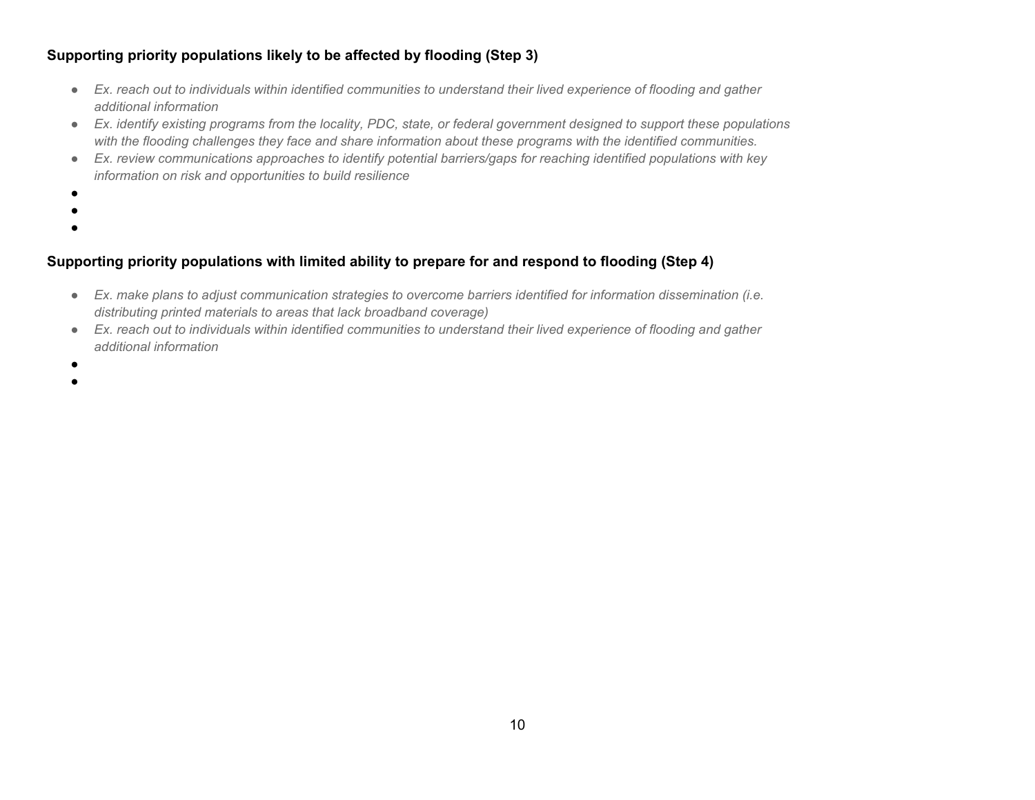**Supporting priority populations likely to be affected by flooding (Step 3)**

- *Ex. reach out to individuals within identified communities to understand their lived experience of flooding and gather additional information*
- *Ex. identify existing programs from the locality, PDC, state, or federal government designed to support these populations with the flooding challenges they face and share information about these programs with the identified communities.*
- *Ex. review communications approaches to identify potential barriers/gaps for reaching identified populations with key information on risk and opportunities to build resilience*
- 
- 
- 

**Supporting priority populations with limited ability to prepare for and respond to flooding (Step 4)**

- *Ex. make plans to adjust communication strategies to overcome barriers identified for information dissemination (i.e. distributing printed materials to areas that lack broadband coverage)*
- *Ex. reach out to individuals within identified communities to understand their lived experience of flooding and gather additional information*
- 
-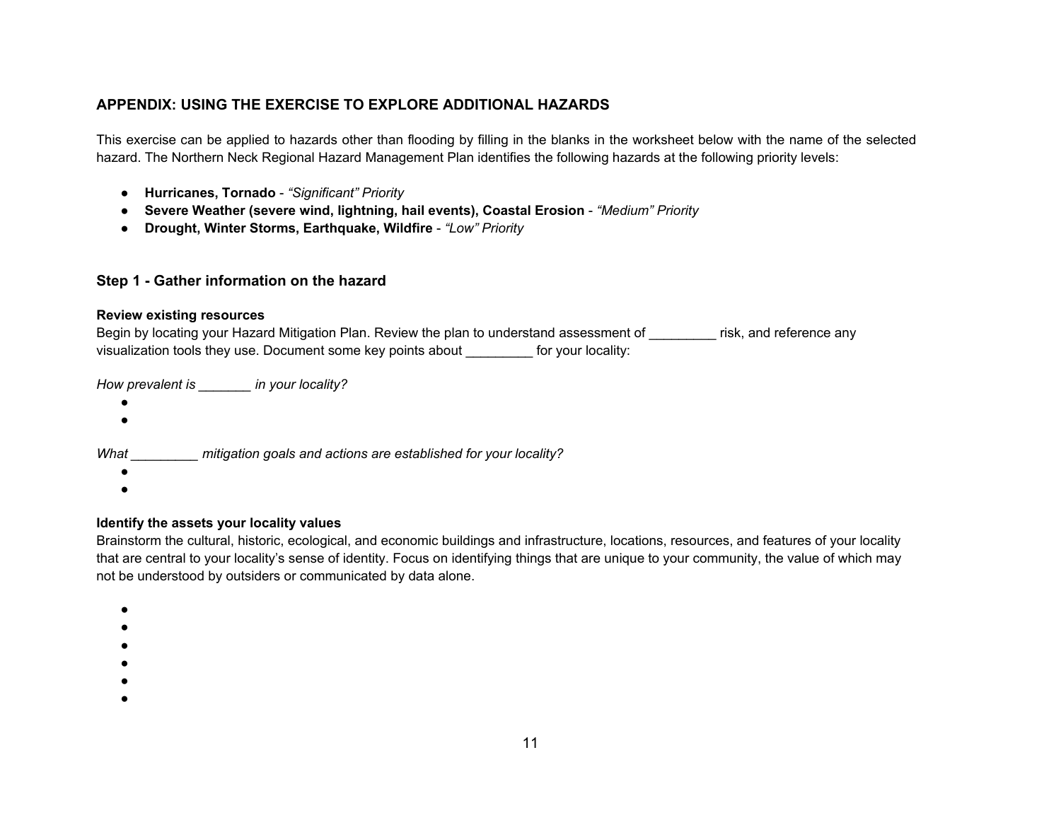## APPENDIX: USING THE EXERCISE TO EXPLORE ADDITIONAL HAZARDS

This exercise can be applied to hazards other than flooding by filling in the blanks in the worksheet below with the name of the selected hazard. The Northern Neck Regional Hazard Management Plan identifies the following hazards at the following priority levels:

- **Hurricanes, Tornado** - *"Significant" Priority*
- **Severe Weather (severe wind, lightning, hail events), Coastal Erosion** - *"Medium" Priority*
- **Drought, Winter Storms, Earthquake, Wildfire** - *"Low" Priority*

### Step 1 - Gather information on the hazard

**Review existing resources**

Begin by locating your Hazard Mitigation Plan. Review the plan to understand assessment of _________ risk, and reference any visualization tools they use. Document some key points about _________ for your locality:

*How prevalent is _______ in your locality?*

- 
- 

*What _________ mitigation goals and actions are established for your locality?*

- 
- 

**Identify the assets your locality values**

Brainstorm the cultural, historic, ecological, and economic buildings and infrastructure, locations, resources, and features of your locality that are central to your locality's sense of identity. Focus on identifying things that are unique to your community, the value of which may not be understood by outsiders or communicated by data alone.

- 
- 
- 
- 
- 
-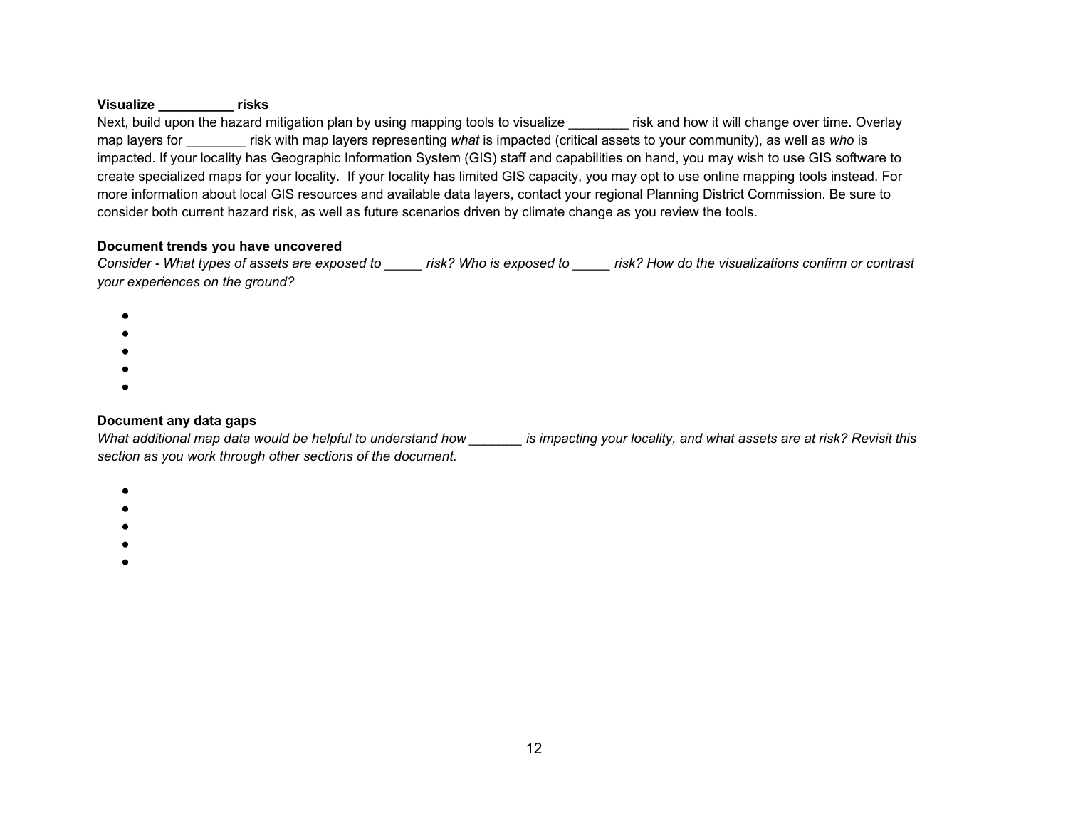**Visualize __________ risks**

Next, build upon the hazard mitigation plan by using mapping tools to visualize ________ risk and how it will change over time. Overlay map layers for ________ risk with map layers representing *what* is impacted (critical assets to your community), as well as *who* is impacted. If your locality has Geographic Information System (GIS) staff and capabilities on hand, you may wish to use GIS software to create specialized maps for your locality. If your locality has limited GIS capacity, you may opt to use online mapping tools instead. For more information about local GIS resources and available data layers, contact your regional Planning District Commission. Be sure to consider both current hazard risk, as well as future scenarios driven by climate change as you review the tools.

**Document trends you have uncovered**

*Consider - What types of assets are exposed to _____ risk? Who is exposed to _____ risk? How do the visualizations confirm or contrast your experiences on the ground?*

- 
- 
- 
- 
- 

**Document any data gaps**

*What additional map data would be helpful to understand how _______ is impacting your locality, and what assets are at risk? Revisit this section as you work through other sections of the document.*

- 
- 
- 
- 
-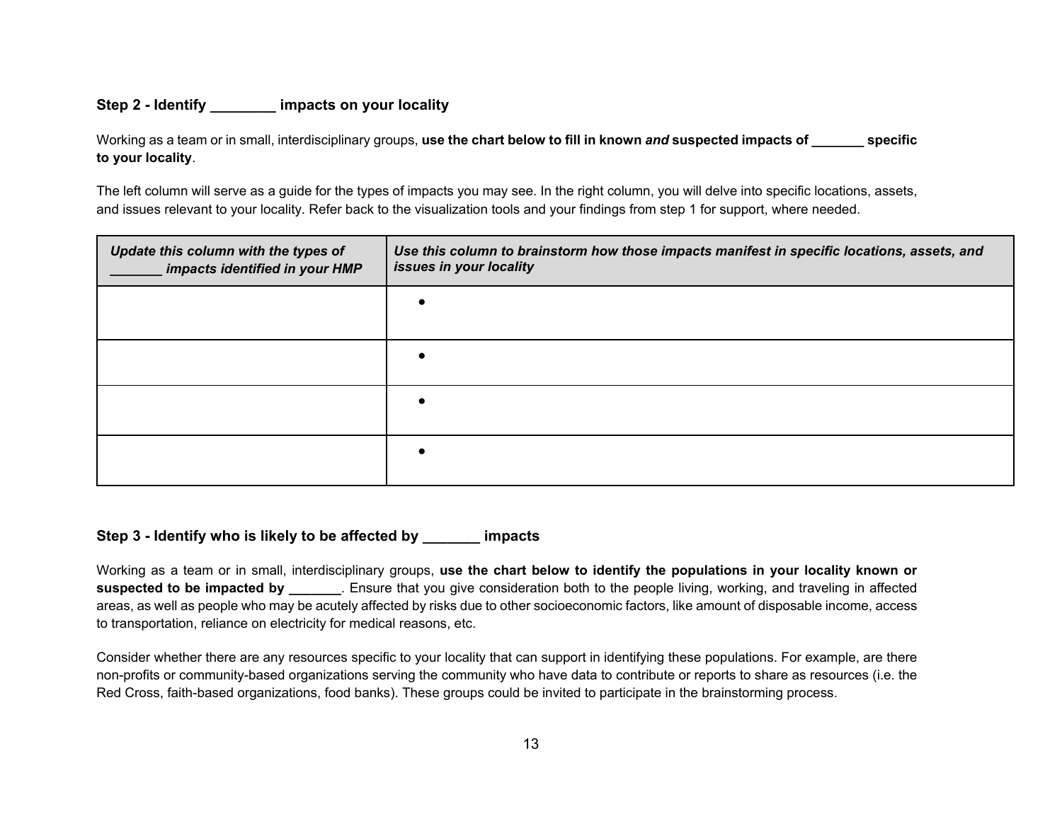### Step 2 - Identify ________ impacts on your locality

Working as a team or in small, interdisciplinary groups, **use the chart below to fill in known *and* suspected impacts of _______ specific to your locality**.

The left column will serve as a guide for the types of impacts you may see. In the right column, you will delve into specific locations, assets, and issues relevant to your locality. Refer back to the visualization tools and your findings from step 1 for support, where needed.

| ***Update this column with the types of _______ impacts identified in your HMP*** | ***Use this column to brainstorm how those impacts manifest in specific locations, assets, and issues in your locality*** |
|---|---|
| | • |
| | • |
| | • |
| | • |

### Step 3 - Identify who is likely to be affected by _______ impacts

Working as a team or in small, interdisciplinary groups, **use the chart below to identify the populations in your locality known or suspected to be impacted by _______**. Ensure that you give consideration both to the people living, working, and traveling in affected areas, as well as people who may be acutely affected by risks due to other socioeconomic factors, like amount of disposable income, access to transportation, reliance on electricity for medical reasons, etc.

Consider whether there are any resources specific to your locality that can support in identifying these populations. For example, are there non-profits or community-based organizations serving the community who have data to contribute or reports to share as resources (i.e. the Red Cross, faith-based organizations, food banks). These groups could be invited to participate in the brainstorming process.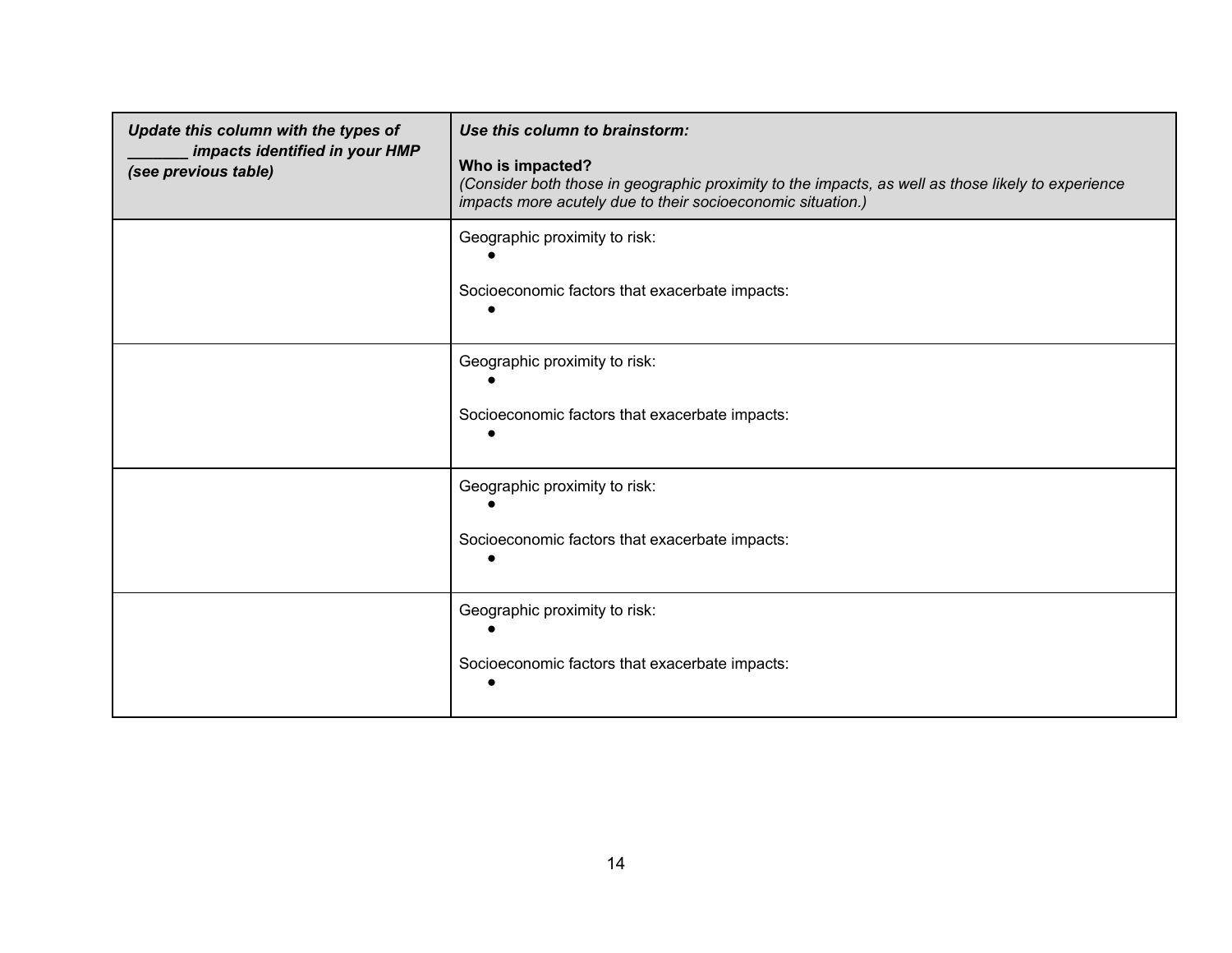| *Update this column with the types of _______ impacts identified in your HMP (see previous table)* | ***Use this column to brainstorm:***<br><br>**Who is impacted?**<br>*(Consider both those in geographic proximity to the impacts, as well as those likely to experience impacts more acutely due to their socioeconomic situation.)* |
|---|---|
| | Geographic proximity to risk:<br>•<br><br>Socioeconomic factors that exacerbate impacts:<br>• |
| | Geographic proximity to risk:<br>•<br><br>Socioeconomic factors that exacerbate impacts:<br>• |
| | Geographic proximity to risk:<br>•<br><br>Socioeconomic factors that exacerbate impacts:<br>• |
| | Geographic proximity to risk:<br>•<br><br>Socioeconomic factors that exacerbate impacts:<br>• |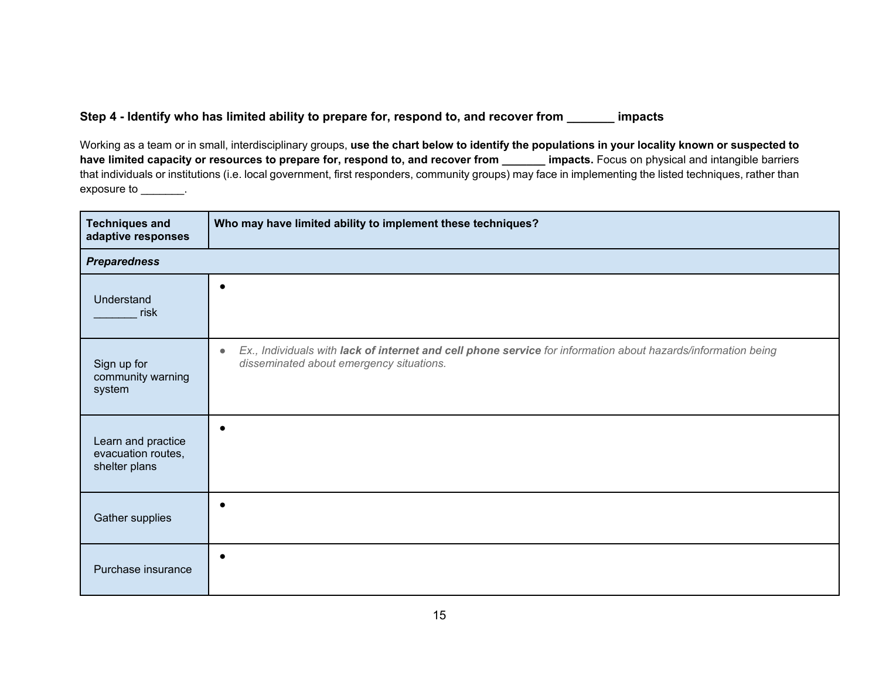### Step 4 - Identify who has limited ability to prepare for, respond to, and recover from _______ impacts

Working as a team or in small, interdisciplinary groups, **use the chart below to identify the populations in your locality known or suspected to have limited capacity or resources to prepare for, respond to, and recover from _______ impacts.** Focus on physical and intangible barriers that individuals or institutions (i.e. local government, first responders, community groups) may face in implementing the listed techniques, rather than exposure to _______.

| Techniques and adaptive responses | Who may have limited ability to implement these techniques? |
|---|---|
| ***Preparedness*** | |
| Understand _______ risk | • |
| Sign up for community warning system | • *Ex., Individuals with **lack of internet and cell phone service** for information about hazards/information being disseminated about emergency situations.* |
| Learn and practice evacuation routes, shelter plans | • |
| Gather supplies | • |
| Purchase insurance | • |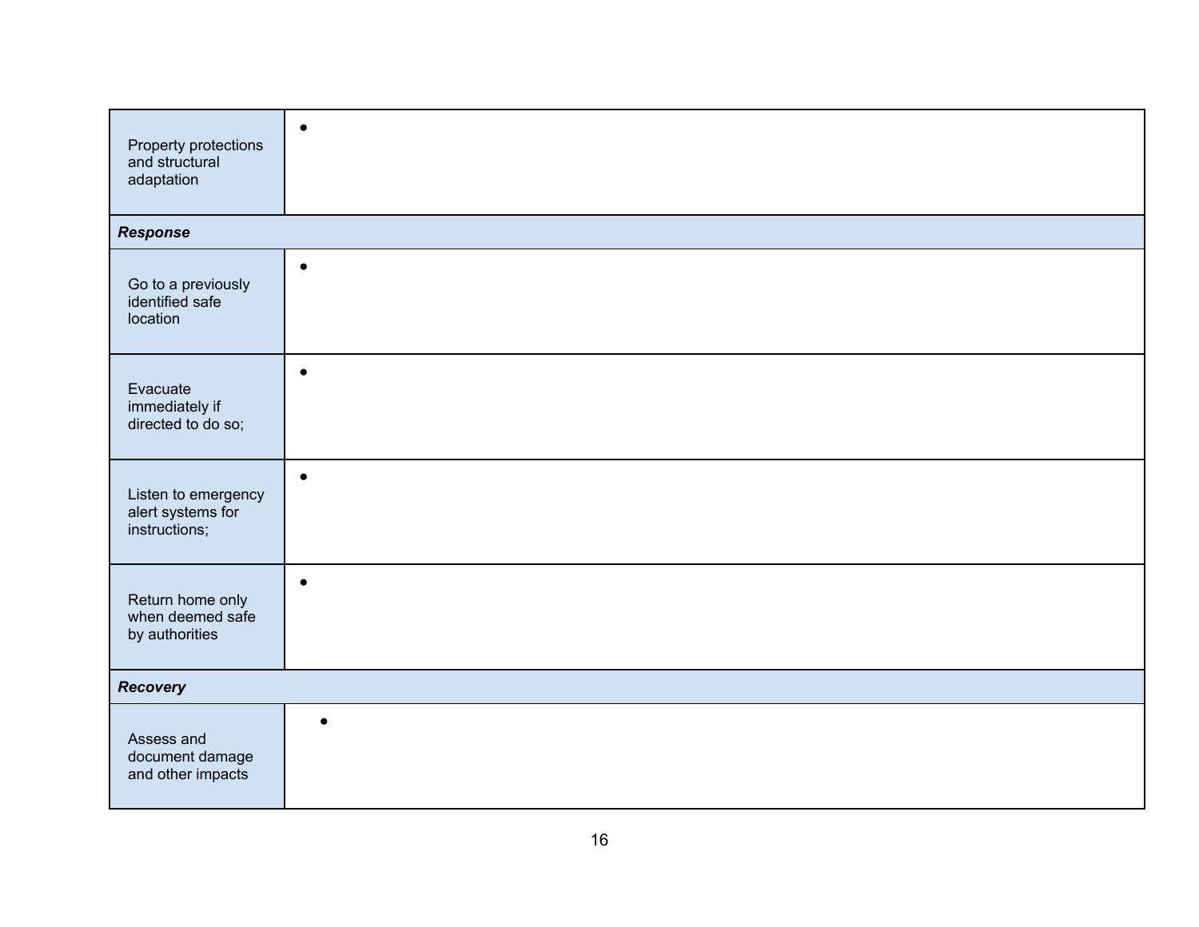| | |
|---|---|
| Property protections and structural adaptation | • |
| ***Response*** | |
| Go to a previously identified safe location | • |
| Evacuate immediately if directed to do so; | • |
| Listen to emergency alert systems for instructions; | • |
| Return home only when deemed safe by authorities | • |
| ***Recovery*** | |
| Assess and document damage and other impacts | • |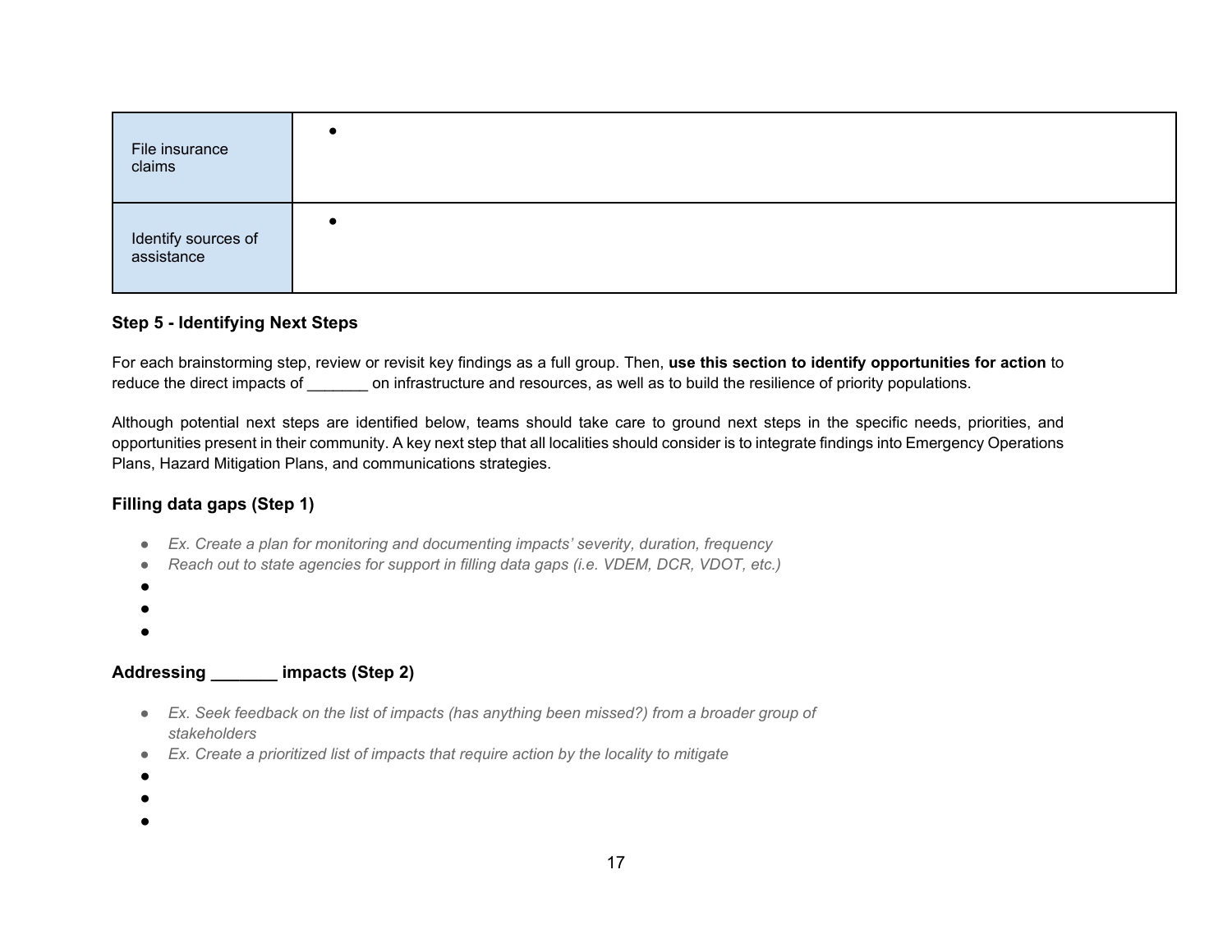| | |
|---|---|
| File insurance claims | • |
| Identify sources of assistance | • |

### Step 5 - Identifying Next Steps

For each brainstorming step, review or revisit key findings as a full group. Then, **use this section to identify opportunities for action** to reduce the direct impacts of _______ on infrastructure and resources, as well as to build the resilience of priority populations.

Although potential next steps are identified below, teams should take care to ground next steps in the specific needs, priorities, and opportunities present in their community. A key next step that all localities should consider is to integrate findings into Emergency Operations Plans, Hazard Mitigation Plans, and communications strategies.

### Filling data gaps (Step 1)

- *Ex. Create a plan for monitoring and documenting impacts' severity, duration, frequency*
- *Reach out to state agencies for support in filling data gaps (i.e. VDEM, DCR, VDOT, etc.)*
- 
- 
- 

### Addressing _______ impacts (Step 2)

- *Ex. Seek feedback on the list of impacts (has anything been missed?) from a broader group of stakeholders*
- *Ex. Create a prioritized list of impacts that require action by the locality to mitigate*
- 
- 
-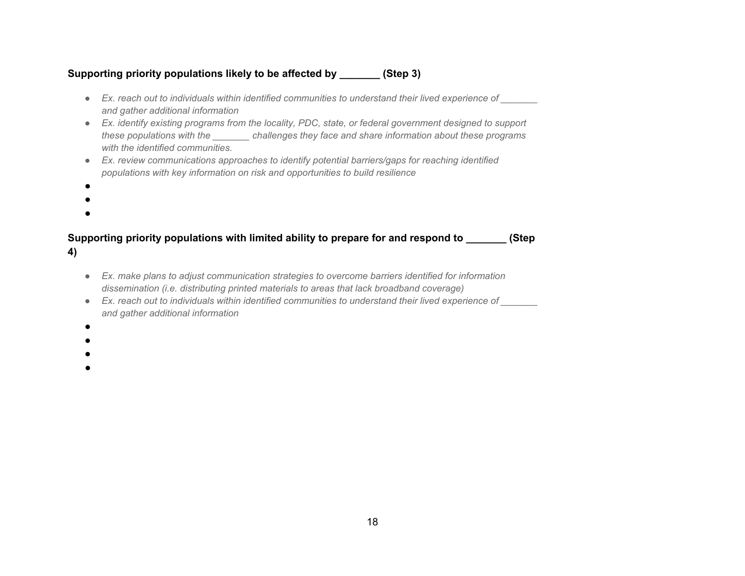**Supporting priority populations likely to be affected by _______ (Step 3)**

- *Ex. reach out to individuals within identified communities to understand their lived experience of _______ and gather additional information*
- *Ex. identify existing programs from the locality, PDC, state, or federal government designed to support these populations with the _______ challenges they face and share information about these programs with the identified communities.*
- *Ex. review communications approaches to identify potential barriers/gaps for reaching identified populations with key information on risk and opportunities to build resilience*
- 
- 
- 

**Supporting priority populations with limited ability to prepare for and respond to _______ (Step 4)**

- *Ex. make plans to adjust communication strategies to overcome barriers identified for information dissemination (i.e. distributing printed materials to areas that lack broadband coverage)*
- *Ex. reach out to individuals within identified communities to understand their lived experience of _______ and gather additional information*
- 
- 
- 
-